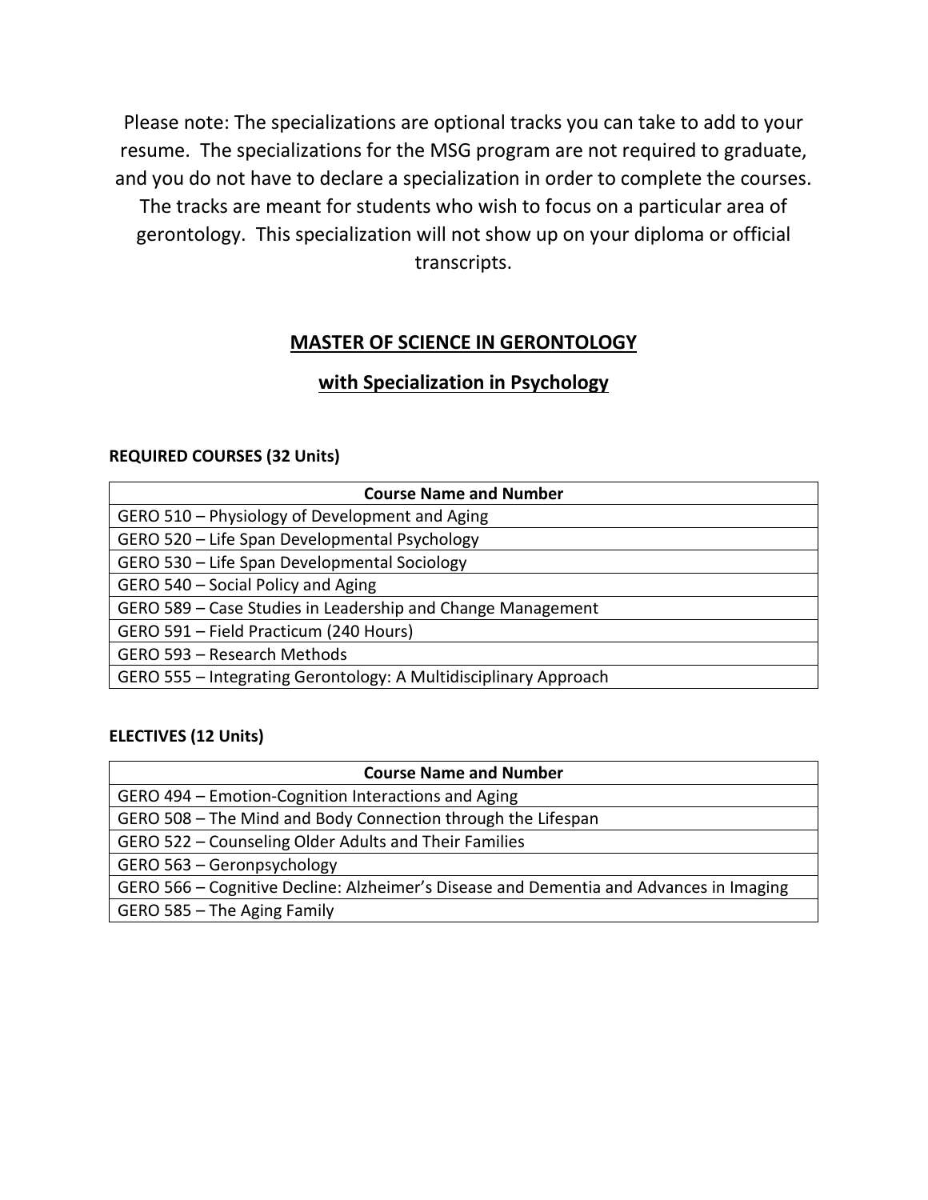Please note: The specializations are optional tracks you can take to add to your resume. The specializations for the MSG program are not required to graduate, and you do not have to declare a specialization in order to complete the courses. The tracks are meant for students who wish to focus on a particular area of gerontology. This specialization will not show up on your diploma or official transcripts.

# MASTER OF SCIENCE IN GERONTOLOGY

## with Specialization in Psychology

**REQUIRED COURSES (32 Units)**

| Course Name and Number |
|---|
| GERO 510 – Physiology of Development and Aging |
| GERO 520 – Life Span Developmental Psychology |
| GERO 530 – Life Span Developmental Sociology |
| GERO 540 – Social Policy and Aging |
| GERO 589 – Case Studies in Leadership and Change Management |
| GERO 591 – Field Practicum (240 Hours) |
| GERO 593 – Research Methods |
| GERO 555 – Integrating Gerontology: A Multidisciplinary Approach |

**ELECTIVES (12 Units)**

| Course Name and Number |
|---|
| GERO 494 – Emotion-Cognition Interactions and Aging |
| GERO 508 – The Mind and Body Connection through the Lifespan |
| GERO 522 – Counseling Older Adults and Their Families |
| GERO 563 – Geronpsychology |
| GERO 566 – Cognitive Decline: Alzheimer's Disease and Dementia and Advances in Imaging |
| GERO 585 – The Aging Family |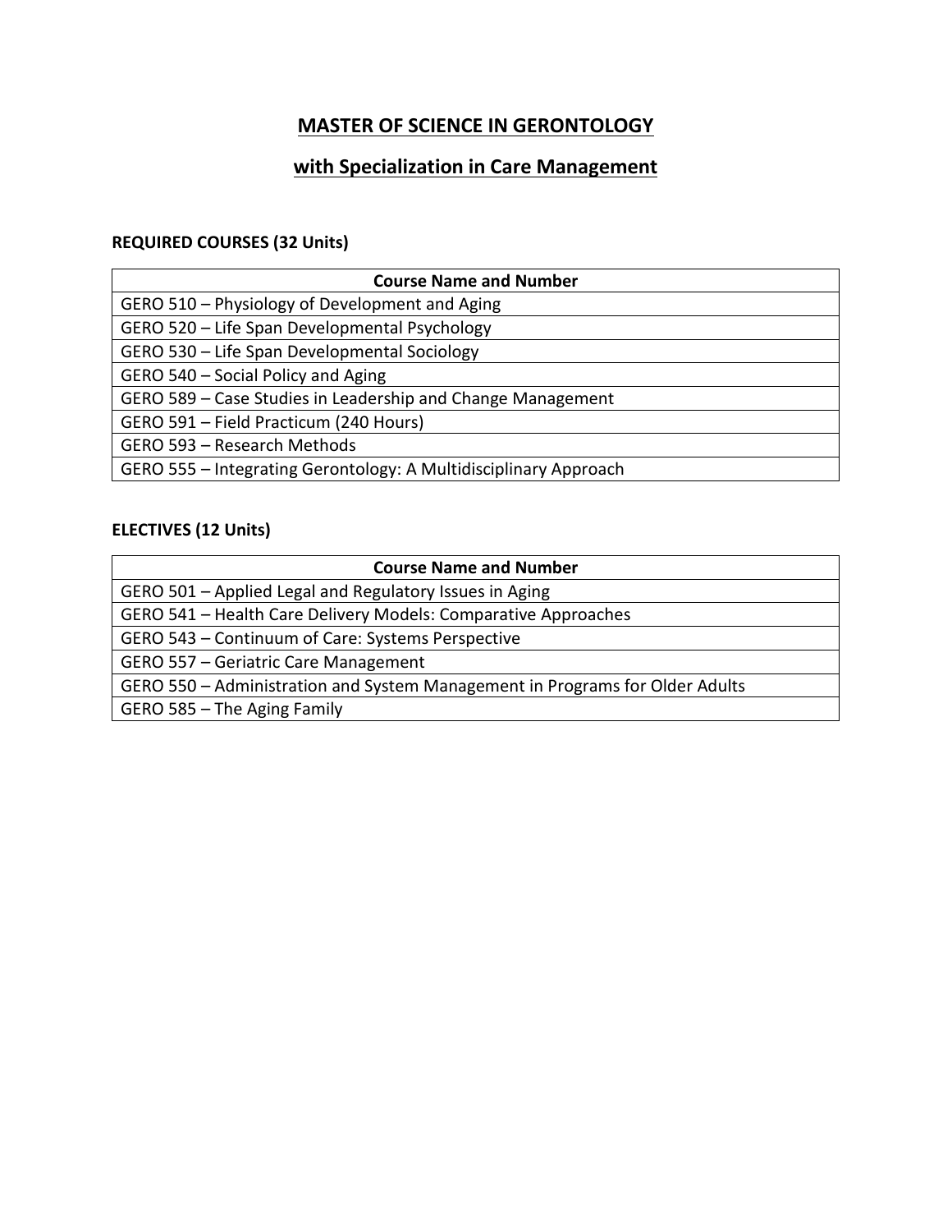# MASTER OF SCIENCE IN GERONTOLOGY

## with Specialization in Care Management

**REQUIRED COURSES (32 Units)**

| Course Name and Number |
| --- |
| GERO 510 – Physiology of Development and Aging |
| GERO 520 – Life Span Developmental Psychology |
| GERO 530 – Life Span Developmental Sociology |
| GERO 540 – Social Policy and Aging |
| GERO 589 – Case Studies in Leadership and Change Management |
| GERO 591 – Field Practicum (240 Hours) |
| GERO 593 – Research Methods |
| GERO 555 – Integrating Gerontology: A Multidisciplinary Approach |

**ELECTIVES (12 Units)**

| Course Name and Number |
| --- |
| GERO 501 – Applied Legal and Regulatory Issues in Aging |
| GERO 541 – Health Care Delivery Models: Comparative Approaches |
| GERO 543 – Continuum of Care: Systems Perspective |
| GERO 557 – Geriatric Care Management |
| GERO 550 – Administration and System Management in Programs for Older Adults |
| GERO 585 – The Aging Family |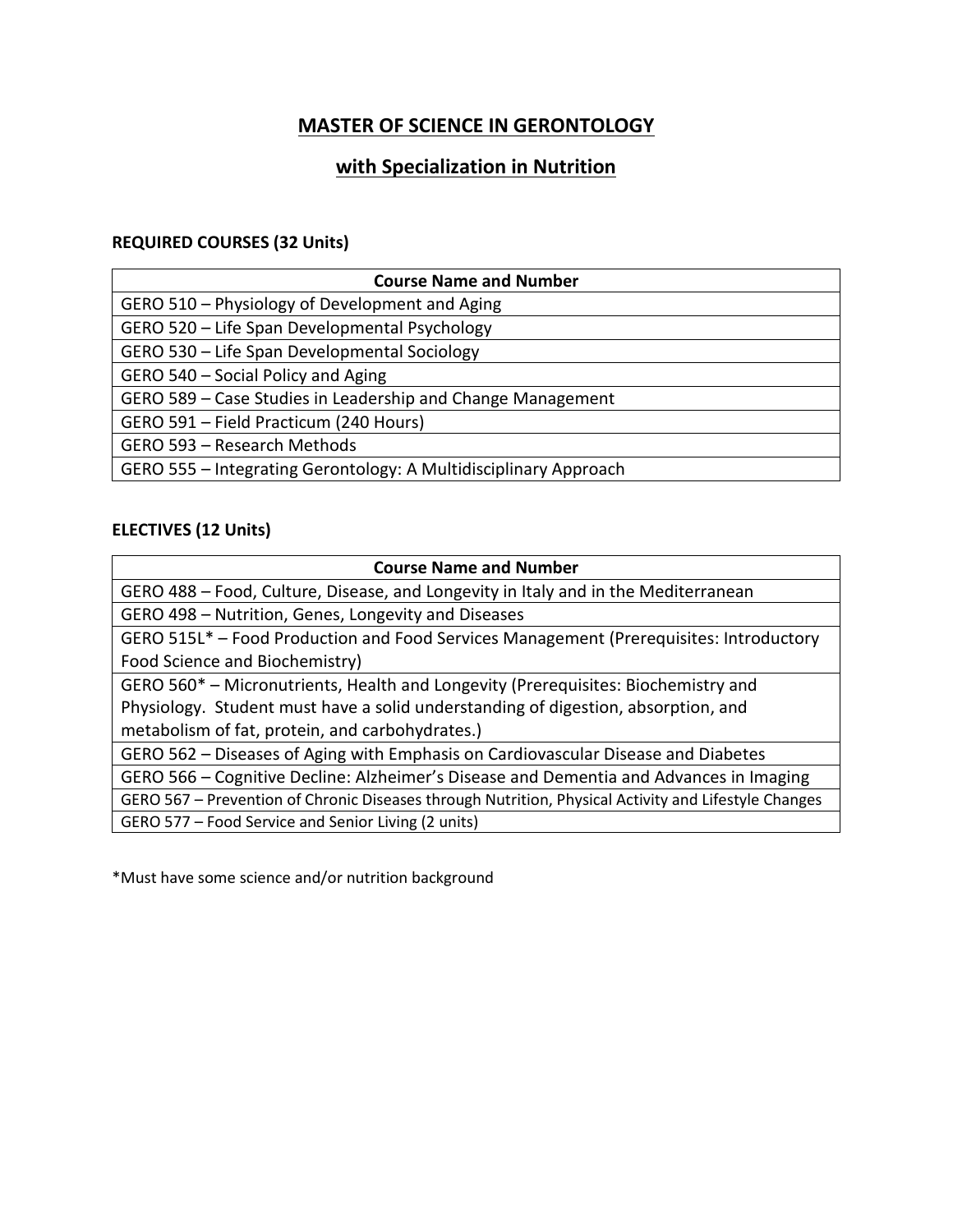# MASTER OF SCIENCE IN GERONTOLOGY

## with Specialization in Nutrition

**REQUIRED COURSES (32 Units)**

| Course Name and Number |
|---|
| GERO 510 – Physiology of Development and Aging |
| GERO 520 – Life Span Developmental Psychology |
| GERO 530 – Life Span Developmental Sociology |
| GERO 540 – Social Policy and Aging |
| GERO 589 – Case Studies in Leadership and Change Management |
| GERO 591 – Field Practicum (240 Hours) |
| GERO 593 – Research Methods |
| GERO 555 – Integrating Gerontology: A Multidisciplinary Approach |

**ELECTIVES (12 Units)**

| Course Name and Number |
|---|
| GERO 488 – Food, Culture, Disease, and Longevity in Italy and in the Mediterranean |
| GERO 498 – Nutrition, Genes, Longevity and Diseases |
| GERO 515L* – Food Production and Food Services Management (Prerequisites: Introductory Food Science and Biochemistry) |
| GERO 560* – Micronutrients, Health and Longevity (Prerequisites: Biochemistry and Physiology. Student must have a solid understanding of digestion, absorption, and metabolism of fat, protein, and carbohydrates.) |
| GERO 562 – Diseases of Aging with Emphasis on Cardiovascular Disease and Diabetes |
| GERO 566 – Cognitive Decline: Alzheimer's Disease and Dementia and Advances in Imaging |
| GERO 567 – Prevention of Chronic Diseases through Nutrition, Physical Activity and Lifestyle Changes |
| GERO 577 – Food Service and Senior Living (2 units) |

*Must have some science and/or nutrition background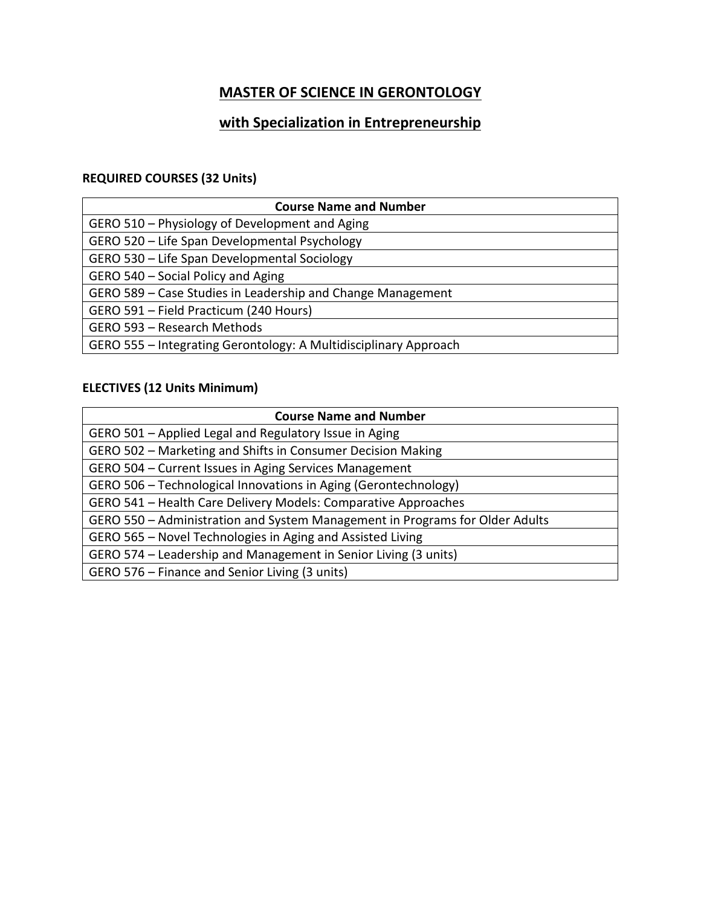# MASTER OF SCIENCE IN GERONTOLOGY

## with Specialization in Entrepreneurship

**REQUIRED COURSES (32 Units)**

| Course Name and Number |
|---|
| GERO 510 – Physiology of Development and Aging |
| GERO 520 – Life Span Developmental Psychology |
| GERO 530 – Life Span Developmental Sociology |
| GERO 540 – Social Policy and Aging |
| GERO 589 – Case Studies in Leadership and Change Management |
| GERO 591 – Field Practicum (240 Hours) |
| GERO 593 – Research Methods |
| GERO 555 – Integrating Gerontology: A Multidisciplinary Approach |

**ELECTIVES (12 Units Minimum)**

| Course Name and Number |
|---|
| GERO 501 – Applied Legal and Regulatory Issue in Aging |
| GERO 502 – Marketing and Shifts in Consumer Decision Making |
| GERO 504 – Current Issues in Aging Services Management |
| GERO 506 – Technological Innovations in Aging (Gerontechnology) |
| GERO 541 – Health Care Delivery Models: Comparative Approaches |
| GERO 550 – Administration and System Management in Programs for Older Adults |
| GERO 565 – Novel Technologies in Aging and Assisted Living |
| GERO 574 – Leadership and Management in Senior Living (3 units) |
| GERO 576 – Finance and Senior Living (3 units) |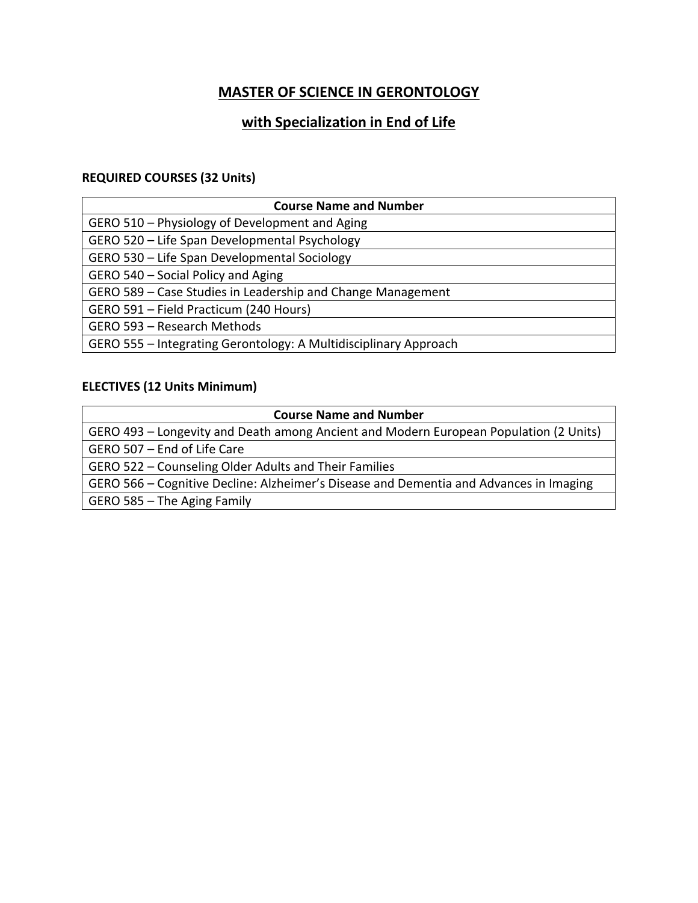# MASTER OF SCIENCE IN GERONTOLOGY

## with Specialization in End of Life

**REQUIRED COURSES (32 Units)**

| Course Name and Number |
|---|
| GERO 510 – Physiology of Development and Aging |
| GERO 520 – Life Span Developmental Psychology |
| GERO 530 – Life Span Developmental Sociology |
| GERO 540 – Social Policy and Aging |
| GERO 589 – Case Studies in Leadership and Change Management |
| GERO 591 – Field Practicum (240 Hours) |
| GERO 593 – Research Methods |
| GERO 555 – Integrating Gerontology: A Multidisciplinary Approach |

**ELECTIVES (12 Units Minimum)**

| Course Name and Number |
|---|
| GERO 493 – Longevity and Death among Ancient and Modern European Population (2 Units) |
| GERO 507 – End of Life Care |
| GERO 522 – Counseling Older Adults and Their Families |
| GERO 566 – Cognitive Decline: Alzheimer's Disease and Dementia and Advances in Imaging |
| GERO 585 – The Aging Family |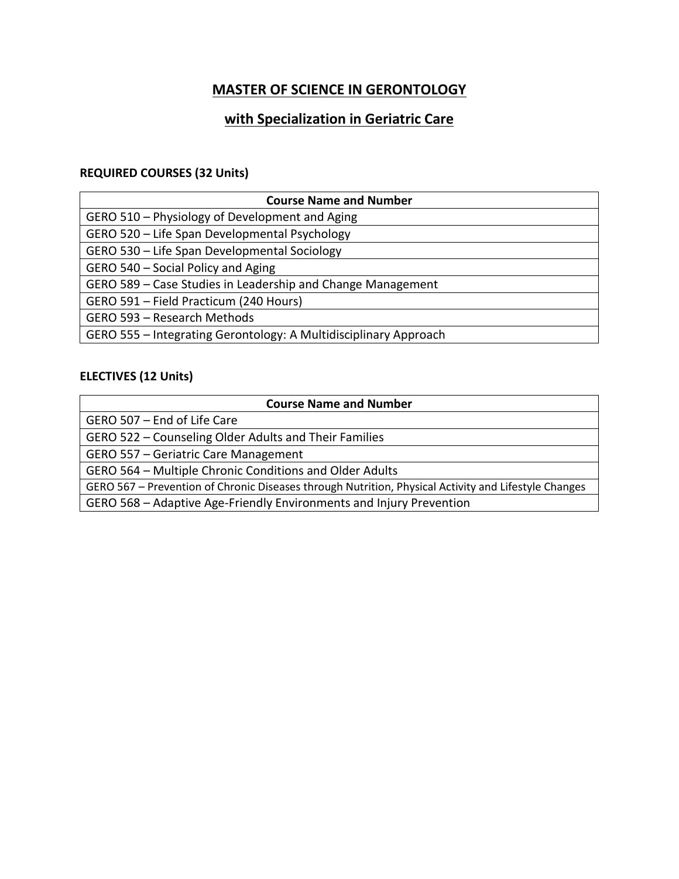# MASTER OF SCIENCE IN GERONTOLOGY

## with Specialization in Geriatric Care

**REQUIRED COURSES (32 Units)**

| Course Name and Number |
|---|
| GERO 510 – Physiology of Development and Aging |
| GERO 520 – Life Span Developmental Psychology |
| GERO 530 – Life Span Developmental Sociology |
| GERO 540 – Social Policy and Aging |
| GERO 589 – Case Studies in Leadership and Change Management |
| GERO 591 – Field Practicum (240 Hours) |
| GERO 593 – Research Methods |
| GERO 555 – Integrating Gerontology: A Multidisciplinary Approach |

**ELECTIVES (12 Units)**

| Course Name and Number |
|---|
| GERO 507 – End of Life Care |
| GERO 522 – Counseling Older Adults and Their Families |
| GERO 557 – Geriatric Care Management |
| GERO 564 – Multiple Chronic Conditions and Older Adults |
| GERO 567 – Prevention of Chronic Diseases through Nutrition, Physical Activity and Lifestyle Changes |
| GERO 568 – Adaptive Age-Friendly Environments and Injury Prevention |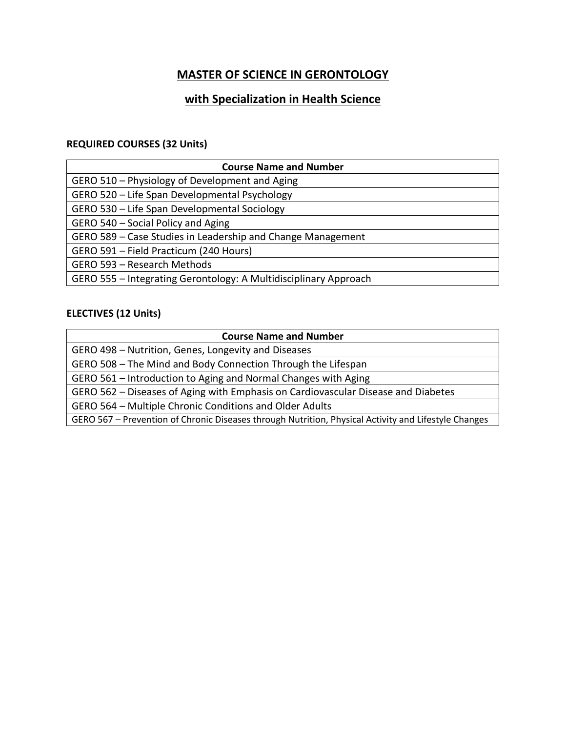# MASTER OF SCIENCE IN GERONTOLOGY

## with Specialization in Health Science

**REQUIRED COURSES (32 Units)**

| Course Name and Number |
|---|
| GERO 510 – Physiology of Development and Aging |
| GERO 520 – Life Span Developmental Psychology |
| GERO 530 – Life Span Developmental Sociology |
| GERO 540 – Social Policy and Aging |
| GERO 589 – Case Studies in Leadership and Change Management |
| GERO 591 – Field Practicum (240 Hours) |
| GERO 593 – Research Methods |
| GERO 555 – Integrating Gerontology: A Multidisciplinary Approach |

**ELECTIVES (12 Units)**

| Course Name and Number |
|---|
| GERO 498 – Nutrition, Genes, Longevity and Diseases |
| GERO 508 – The Mind and Body Connection Through the Lifespan |
| GERO 561 – Introduction to Aging and Normal Changes with Aging |
| GERO 562 – Diseases of Aging with Emphasis on Cardiovascular Disease and Diabetes |
| GERO 564 – Multiple Chronic Conditions and Older Adults |
| GERO 567 – Prevention of Chronic Diseases through Nutrition, Physical Activity and Lifestyle Changes |